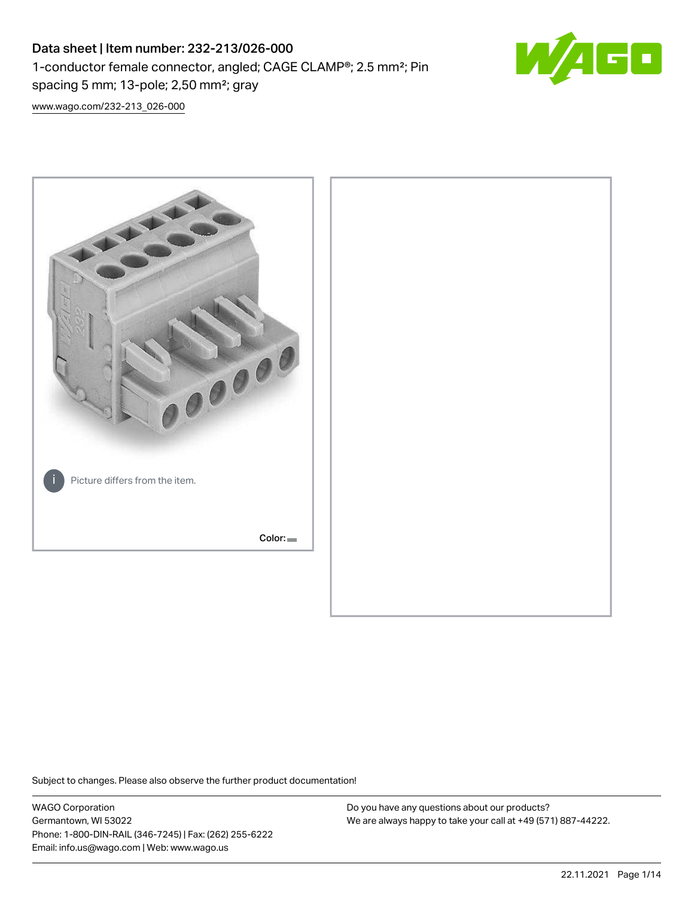# Data sheet | Item number: 232-213/026-000

1-conductor female connector, angled; CAGE CLAMP®; 2.5 mm²; Pin spacing 5 mm; 13-pole; 2,50 mm²; gray

www.wago.com/232-213_026-000

Picture differs from the item.

Color:

Subject to changes. Please also observe the further product documentation!

WAGO Corporation
Germantown, WI 53022
Phone: 1-800-DIN-RAIL (346-7245) | Fax: (262) 255-6222
Email: info.us@wago.com | Web: www.wago.us

Do you have any questions about our products?
We are always happy to take your call at +49 (571) 887-44222.

22.11.2021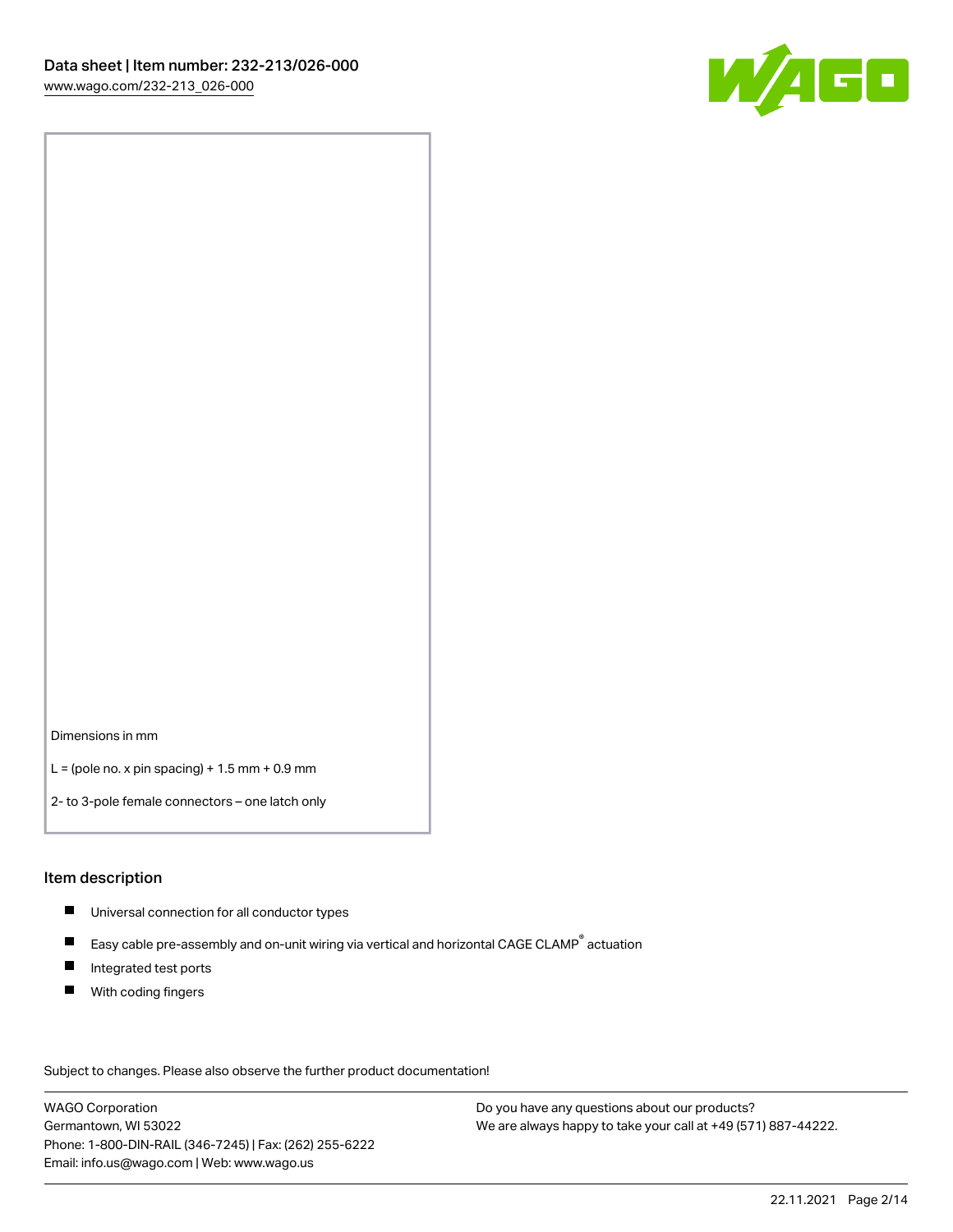Dimensions in mm

L = (pole no. x pin spacing) + 1.5 mm + 0.9 mm

2- to 3-pole female connectors – one latch only

## Item description

- Universal connection for all conductor types
- Easy cable pre-assembly and on-unit wiring via vertical and horizontal CAGE CLAMP® actuation
- Integrated test ports
- With coding fingers

Subject to changes. Please also observe the further product documentation!

WAGO Corporation
Germantown, WI 53022
Phone: 1-800-DIN-RAIL (346-7245) | Fax: (262) 255-6222
Email: info.us@wago.com | Web: www.wago.us

Do you have any questions about our products?
We are always happy to take your call at +49 (571) 887-44222.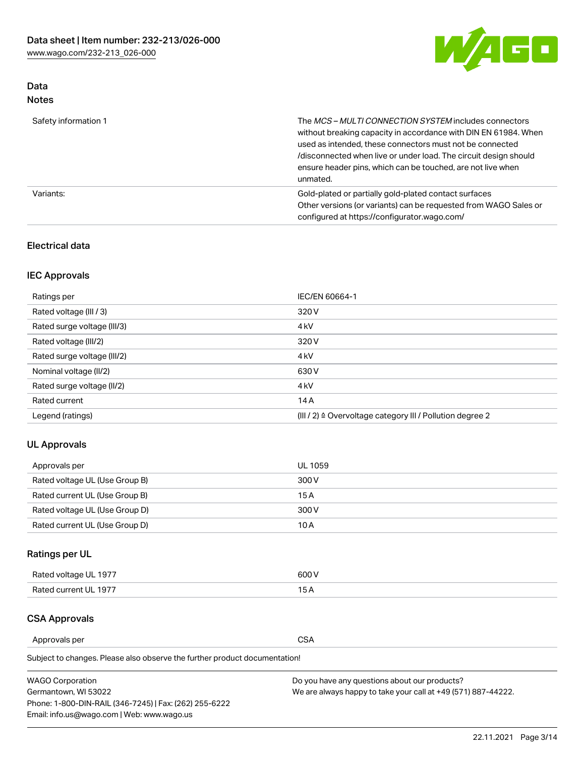## Data

### Notes

| | |
|---|---|
| Safety information 1 | The *MCS – MULTI CONNECTION SYSTEM* includes connectors without breaking capacity in accordance with DIN EN 61984. When used as intended, these connectors must not be connected /disconnected when live or under load. The circuit design should ensure header pins, which can be touched, are not live when unmated. |
| Variants: | Gold-plated or partially gold-plated contact surfaces<br>Other versions (or variants) can be requested from WAGO Sales or configured at https://configurator.wago.com/ |

## Electrical data

### IEC Approvals

| | |
|---|---|
| Ratings per | IEC/EN 60664-1 |
| Rated voltage (III / 3) | 320 V |
| Rated surge voltage (III/3) | 4 kV |
| Rated voltage (III/2) | 320 V |
| Rated surge voltage (III/2) | 4 kV |
| Nominal voltage (II/2) | 630 V |
| Rated surge voltage (II/2) | 4 kV |
| Rated current | 14 A |
| Legend (ratings) | (III / 2) ≙ Overvoltage category III / Pollution degree 2 |

### UL Approvals

| | |
|---|---|
| Approvals per | UL 1059 |
| Rated voltage UL (Use Group B) | 300 V |
| Rated current UL (Use Group B) | 15 A |
| Rated voltage UL (Use Group D) | 300 V |
| Rated current UL (Use Group D) | 10 A |

### Ratings per UL

| | |
|---|---|
| Rated voltage UL 1977 | 600 V |
| Rated current UL 1977 | 15 A |

### CSA Approvals

| | |
|---|---|
| Approvals per | CSA |

Subject to changes. Please also observe the further product documentation!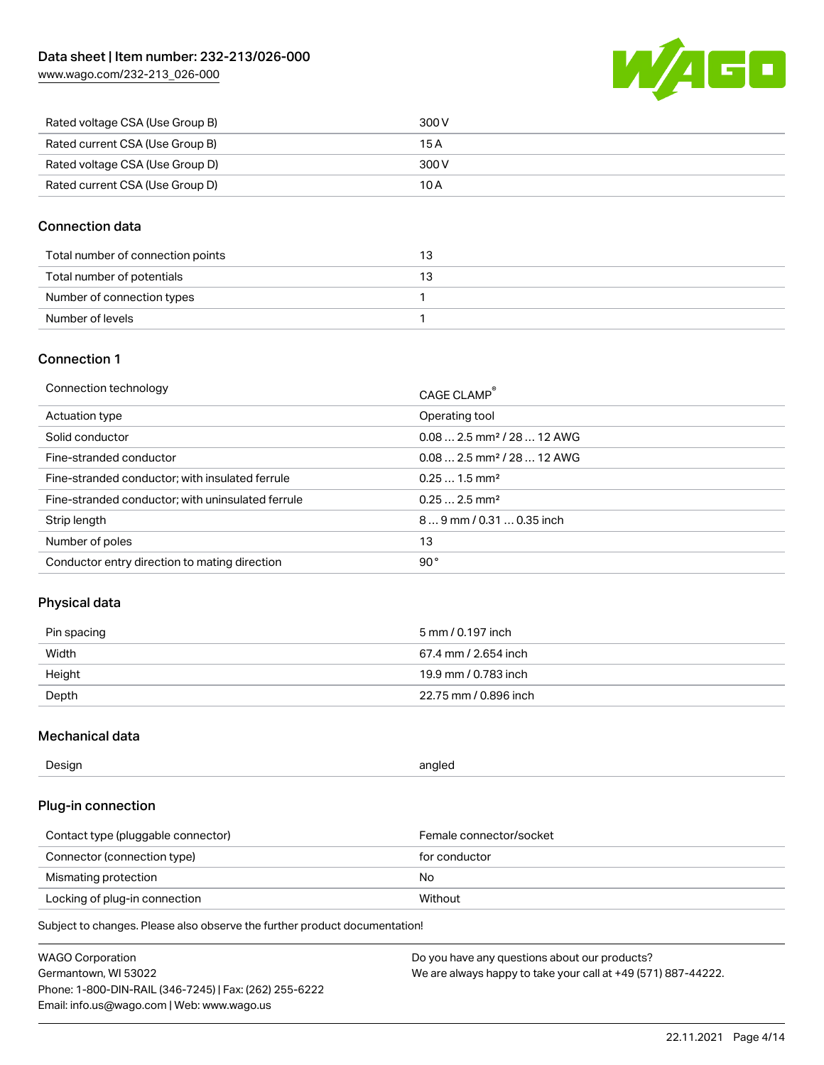| | |
|---|---|
| Rated voltage CSA (Use Group B) | 300 V |
| Rated current CSA (Use Group B) | 15 A |
| Rated voltage CSA (Use Group D) | 300 V |
| Rated current CSA (Use Group D) | 10 A |

## Connection data

| | |
|---|---|
| Total number of connection points | 13 |
| Total number of potentials | 13 |
| Number of connection types | 1 |
| Number of levels | 1 |

## Connection 1

| | |
|---|---|
| Connection technology | CAGE CLAMP® |
| Actuation type | Operating tool |
| Solid conductor | 0.08 … 2.5 mm² / 28 … 12 AWG |
| Fine-stranded conductor | 0.08 … 2.5 mm² / 28 … 12 AWG |
| Fine-stranded conductor; with insulated ferrule | 0.25 … 1.5 mm² |
| Fine-stranded conductor; with uninsulated ferrule | 0.25 … 2.5 mm² |
| Strip length | 8 … 9 mm / 0.31 … 0.35 inch |
| Number of poles | 13 |
| Conductor entry direction to mating direction | 90° |

## Physical data

| | |
|---|---|
| Pin spacing | 5 mm / 0.197 inch |
| Width | 67.4 mm / 2.654 inch |
| Height | 19.9 mm / 0.783 inch |
| Depth | 22.75 mm / 0.896 inch |

## Mechanical data

| | |
|---|---|
| Design | angled |

## Plug-in connection

| | |
|---|---|
| Contact type (pluggable connector) | Female connector/socket |
| Connector (connection type) | for conductor |
| Mismating protection | No |
| Locking of plug-in connection | Without |

Subject to changes. Please also observe the further product documentation!

WAGO Corporation
Germantown, WI 53022
Phone: 1-800-DIN-RAIL (346-7245) | Fax: (262) 255-6222
Email: info.us@wago.com | Web: www.wago.us

Do you have any questions about our products?
We are always happy to take your call at +49 (571) 887-44222.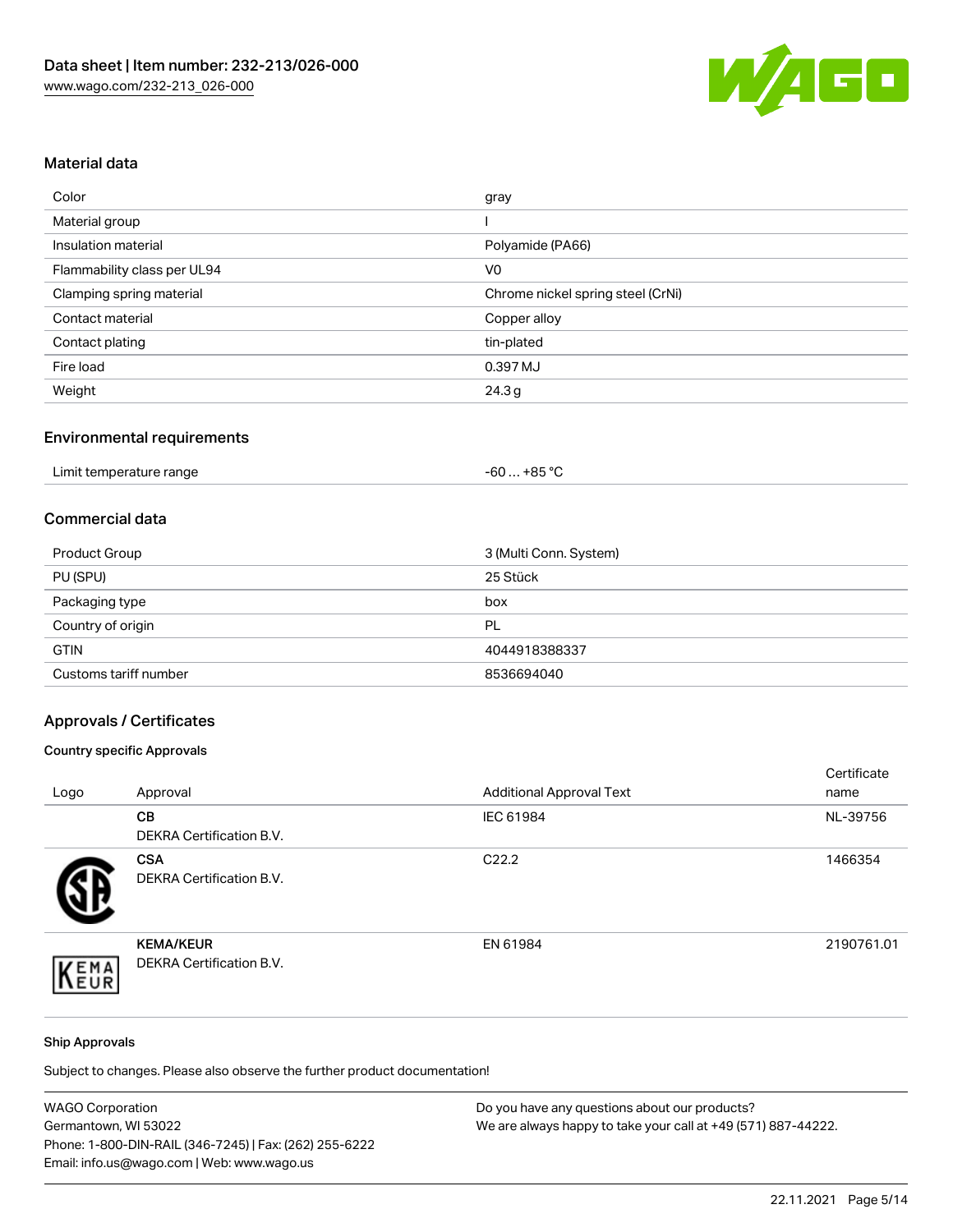## Material data

| | |
|---|---|
| Color | gray |
| Material group | I |
| Insulation material | Polyamide (PA66) |
| Flammability class per UL94 | V0 |
| Clamping spring material | Chrome nickel spring steel (CrNi) |
| Contact material | Copper alloy |
| Contact plating | tin-plated |
| Fire load | 0.397 MJ |
| Weight | 24.3 g |

## Environmental requirements

| | |
|---|---|
| Limit temperature range | -60 … +85 °C |

## Commercial data

| | |
|---|---|
| Product Group | 3 (Multi Conn. System) |
| PU (SPU) | 25 Stück |
| Packaging type | box |
| Country of origin | PL |
| GTIN | 4044918388337 |
| Customs tariff number | 8536694040 |

## Approvals / Certificates

### Country specific Approvals

| Logo | Approval | Additional Approval Text | Certificate name |
|---|---|---|---|
| | **CB** DEKRA Certification B.V. | IEC 61984 | NL-39756 |
| | **CSA** DEKRA Certification B.V. | C22.2 | 1466354 |
| | **KEMA/KEUR** DEKRA Certification B.V. | EN 61984 | 2190761.01 |

### Ship Approvals

Subject to changes. Please also observe the further product documentation!

WAGO Corporation
Germantown, WI 53022
Phone: 1-800-DIN-RAIL (346-7245) | Fax: (262) 255-6222
Email: info.us@wago.com | Web: www.wago.us

Do you have any questions about our products?
We are always happy to take your call at +49 (571) 887-44222.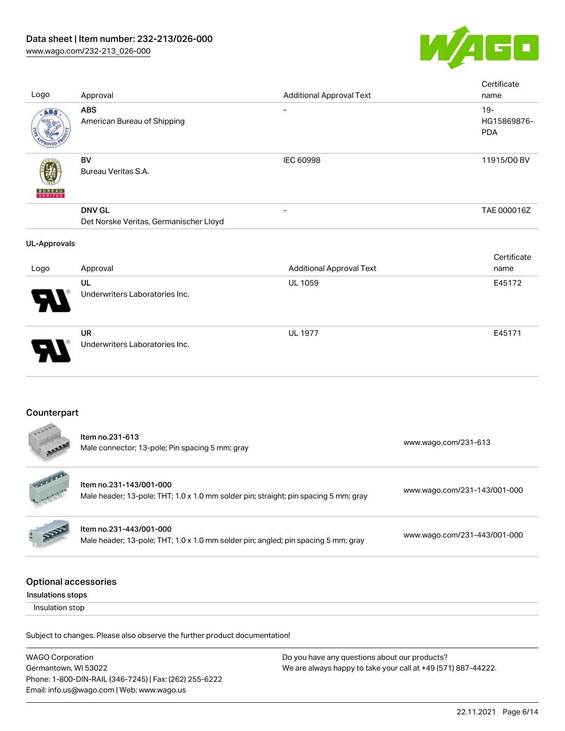| Logo | Approval | Additional Approval Text | Certificate name |
| --- | --- | --- | --- |
| | **ABS** American Bureau of Shipping | - | 19-HG15869876-PDA |
| | **BV** Bureau Veritas S.A. | IEC 60998 | 11915/D0 BV |
| | **DNV GL** Det Norske Veritas, Germanischer Lloyd | - | TAE 000016Z |

**UL-Approvals**

| Logo | Approval | Additional Approval Text | Certificate name |
| --- | --- | --- | --- |
| | **UL** Underwriters Laboratories Inc. | UL 1059 | E45172 |
| | **UR** Underwriters Laboratories Inc. | UL 1977 | E45171 |

## Counterpart

| | Item | Link |
| --- | --- | --- |
| | Item no.231-613 Male connector; 13-pole; Pin spacing 5 mm; gray | www.wago.com/231-613 |
| | Item no.231-143/001-000 Male header; 13-pole; THT; 1.0 x 1.0 mm solder pin; straight; pin spacing 5 mm; gray | www.wago.com/231-143/001-000 |
| | Item no.231-443/001-000 Male header; 13-pole; THT; 1.0 x 1.0 mm solder pin; angled; pin spacing 5 mm; gray | www.wago.com/231-443/001-000 |

## Optional accessories

**Insulations stops**

Insulation stop

Subject to changes. Please also observe the further product documentation!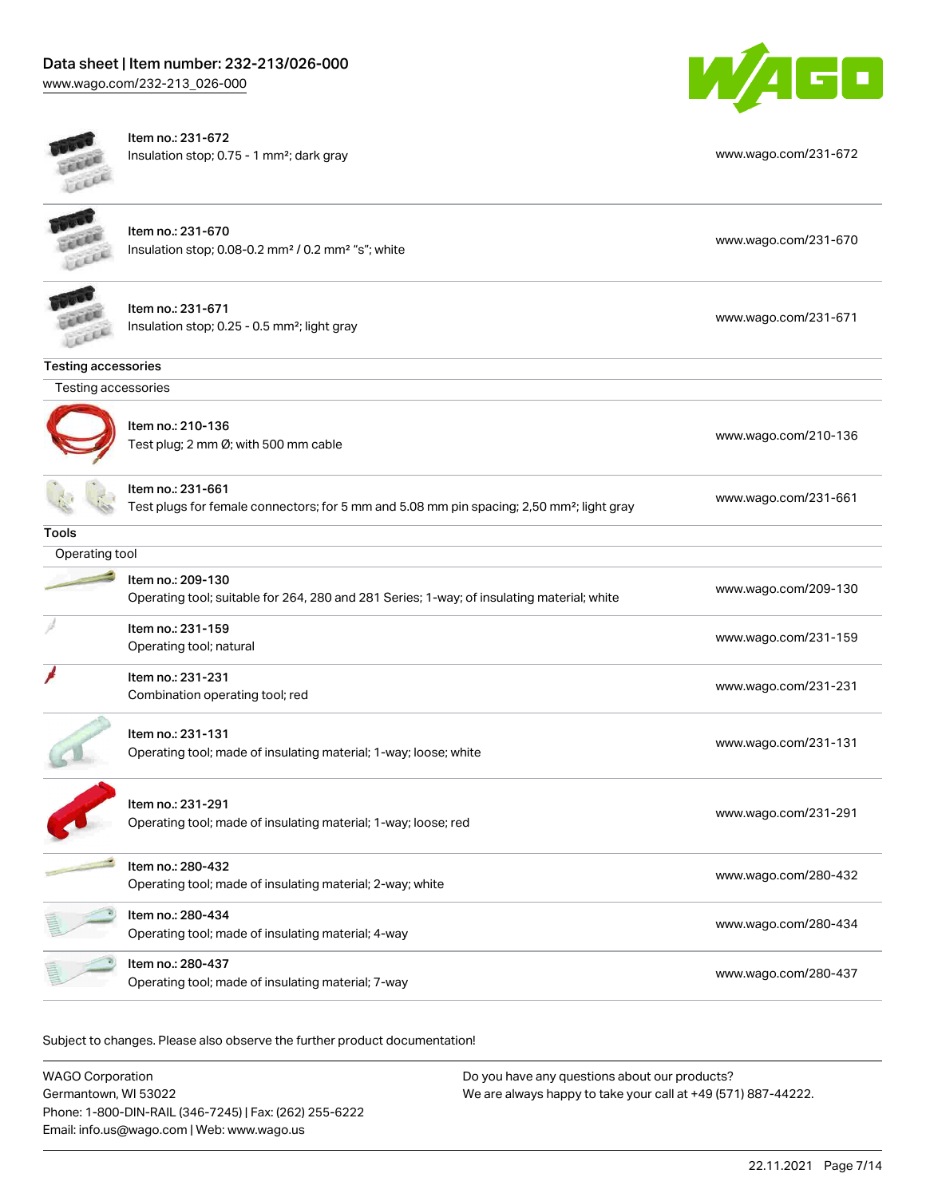| Item | Description | Link |
|---|---|---|
| Item no.: 231-672 | Insulation stop; 0.75 - 1 mm²; dark gray | www.wago.com/231-672 |
| Item no.: 231-670 | Insulation stop; 0.08-0.2 mm² / 0.2 mm² "s"; white | www.wago.com/231-670 |
| Item no.: 231-671 | Insulation stop; 0.25 - 0.5 mm²; light gray | www.wago.com/231-671 |

## Testing accessories

### Testing accessories

| Item | Description | Link |
|---|---|---|
| Item no.: 210-136 | Test plug; 2 mm Ø; with 500 mm cable | www.wago.com/210-136 |
| Item no.: 231-661 | Test plugs for female connectors; for 5 mm and 5.08 mm pin spacing; 2,50 mm²; light gray | www.wago.com/231-661 |

## Tools

### Operating tool

| Item | Description | Link |
|---|---|---|
| Item no.: 209-130 | Operating tool; suitable for 264, 280 and 281 Series; 1-way; of insulating material; white | www.wago.com/209-130 |
| Item no.: 231-159 | Operating tool; natural | www.wago.com/231-159 |
| Item no.: 231-231 | Combination operating tool; red | www.wago.com/231-231 |
| Item no.: 231-131 | Operating tool; made of insulating material; 1-way; loose; white | www.wago.com/231-131 |
| Item no.: 231-291 | Operating tool; made of insulating material; 1-way; loose; red | www.wago.com/231-291 |
| Item no.: 280-432 | Operating tool; made of insulating material; 2-way; white | www.wago.com/280-432 |
| Item no.: 280-434 | Operating tool; made of insulating material; 4-way | www.wago.com/280-434 |
| Item no.: 280-437 | Operating tool; made of insulating material; 7-way | www.wago.com/280-437 |

Subject to changes. Please also observe the further product documentation!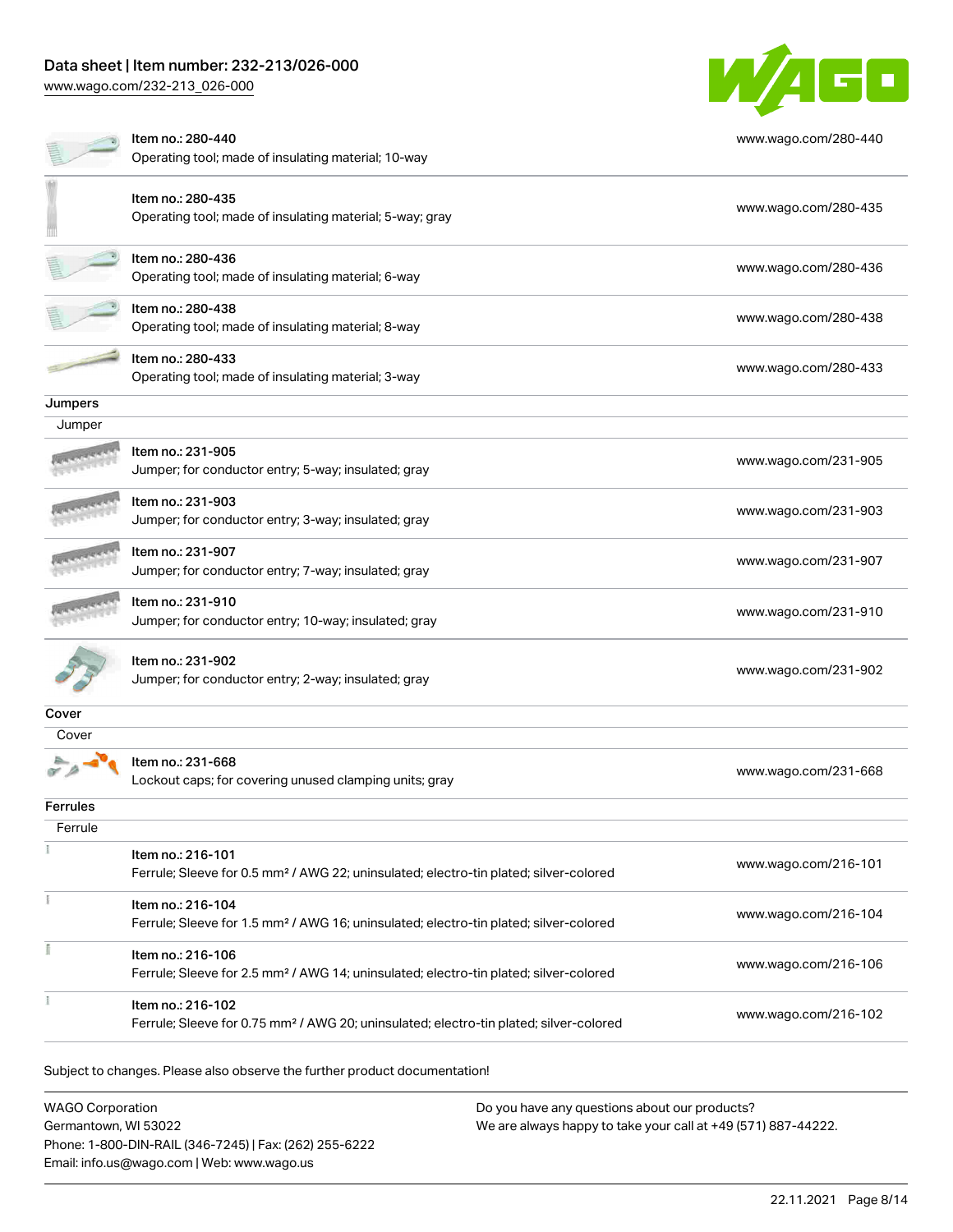| | | |
|---|---|---|
| | Item no.: 280-440<br>Operating tool; made of insulating material; 10-way | www.wago.com/280-440 |
| | Item no.: 280-435<br>Operating tool; made of insulating material; 5-way; gray | www.wago.com/280-435 |
| | Item no.: 280-436<br>Operating tool; made of insulating material; 6-way | www.wago.com/280-436 |
| | Item no.: 280-438<br>Operating tool; made of insulating material; 8-way | www.wago.com/280-438 |
| | Item no.: 280-433<br>Operating tool; made of insulating material; 3-way | www.wago.com/280-433 |

**Jumpers**

Jumper

| | | |
|---|---|---|
| | Item no.: 231-905<br>Jumper; for conductor entry; 5-way; insulated; gray | www.wago.com/231-905 |
| | Item no.: 231-903<br>Jumper; for conductor entry; 3-way; insulated; gray | www.wago.com/231-903 |
| | Item no.: 231-907<br>Jumper; for conductor entry; 7-way; insulated; gray | www.wago.com/231-907 |
| | Item no.: 231-910<br>Jumper; for conductor entry; 10-way; insulated; gray | www.wago.com/231-910 |
| | Item no.: 231-902<br>Jumper; for conductor entry; 2-way; insulated; gray | www.wago.com/231-902 |

**Cover**

Cover

| | | |
|---|---|---|
| | Item no.: 231-668<br>Lockout caps; for covering unused clamping units; gray | www.wago.com/231-668 |

**Ferrules**

Ferrule

| | | |
|---|---|---|
| | Item no.: 216-101<br>Ferrule; Sleeve for 0.5 mm² / AWG 22; uninsulated; electro-tin plated; silver-colored | www.wago.com/216-101 |
| | Item no.: 216-104<br>Ferrule; Sleeve for 1.5 mm² / AWG 16; uninsulated; electro-tin plated; silver-colored | www.wago.com/216-104 |
| | Item no.: 216-106<br>Ferrule; Sleeve for 2.5 mm² / AWG 14; uninsulated; electro-tin plated; silver-colored | www.wago.com/216-106 |
| | Item no.: 216-102<br>Ferrule; Sleeve for 0.75 mm² / AWG 20; uninsulated; electro-tin plated; silver-colored | www.wago.com/216-102 |

Subject to changes. Please also observe the further product documentation!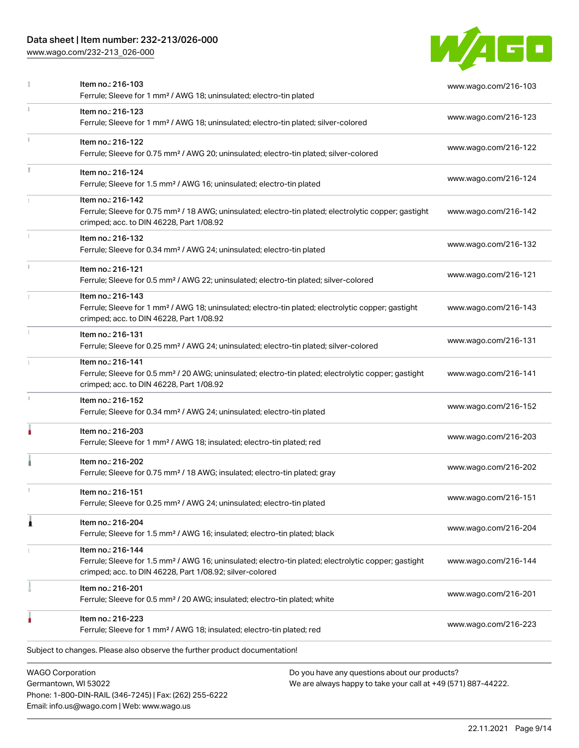| Item | Link |
| --- | --- |
| Item no.: 216-103<br>Ferrule; Sleeve for 1 mm² / AWG 18; uninsulated; electro-tin plated | www.wago.com/216-103 |
| Item no.: 216-123<br>Ferrule; Sleeve for 1 mm² / AWG 18; uninsulated; electro-tin plated; silver-colored | www.wago.com/216-123 |
| Item no.: 216-122<br>Ferrule; Sleeve for 0.75 mm² / AWG 20; uninsulated; electro-tin plated; silver-colored | www.wago.com/216-122 |
| Item no.: 216-124<br>Ferrule; Sleeve for 1.5 mm² / AWG 16; uninsulated; electro-tin plated | www.wago.com/216-124 |
| Item no.: 216-142<br>Ferrule; Sleeve for 0.75 mm² / 18 AWG; uninsulated; electro-tin plated; electrolytic copper; gastight crimped; acc. to DIN 46228, Part 1/08.92 | www.wago.com/216-142 |
| Item no.: 216-132<br>Ferrule; Sleeve for 0.34 mm² / AWG 24; uninsulated; electro-tin plated | www.wago.com/216-132 |
| Item no.: 216-121<br>Ferrule; Sleeve for 0.5 mm² / AWG 22; uninsulated; electro-tin plated; silver-colored | www.wago.com/216-121 |
| Item no.: 216-143<br>Ferrule; Sleeve for 1 mm² / AWG 18; uninsulated; electro-tin plated; electrolytic copper; gastight crimped; acc. to DIN 46228, Part 1/08.92 | www.wago.com/216-143 |
| Item no.: 216-131<br>Ferrule; Sleeve for 0.25 mm² / AWG 24; uninsulated; electro-tin plated; silver-colored | www.wago.com/216-131 |
| Item no.: 216-141<br>Ferrule; Sleeve for 0.5 mm² / 20 AWG; uninsulated; electro-tin plated; electrolytic copper; gastight crimped; acc. to DIN 46228, Part 1/08.92 | www.wago.com/216-141 |
| Item no.: 216-152<br>Ferrule; Sleeve for 0.34 mm² / AWG 24; uninsulated; electro-tin plated | www.wago.com/216-152 |
| Item no.: 216-203<br>Ferrule; Sleeve for 1 mm² / AWG 18; insulated; electro-tin plated; red | www.wago.com/216-203 |
| Item no.: 216-202<br>Ferrule; Sleeve for 0.75 mm² / 18 AWG; insulated; electro-tin plated; gray | www.wago.com/216-202 |
| Item no.: 216-151<br>Ferrule; Sleeve for 0.25 mm² / AWG 24; uninsulated; electro-tin plated | www.wago.com/216-151 |
| Item no.: 216-204<br>Ferrule; Sleeve for 1.5 mm² / AWG 16; insulated; electro-tin plated; black | www.wago.com/216-204 |
| Item no.: 216-144<br>Ferrule; Sleeve for 1.5 mm² / AWG 16; uninsulated; electro-tin plated; electrolytic copper; gastight crimped; acc. to DIN 46228, Part 1/08.92; silver-colored | www.wago.com/216-144 |
| Item no.: 216-201<br>Ferrule; Sleeve for 0.5 mm² / 20 AWG; insulated; electro-tin plated; white | www.wago.com/216-201 |
| Item no.: 216-223<br>Ferrule; Sleeve for 1 mm² / AWG 18; insulated; electro-tin plated; red | www.wago.com/216-223 |

Subject to changes. Please also observe the further product documentation!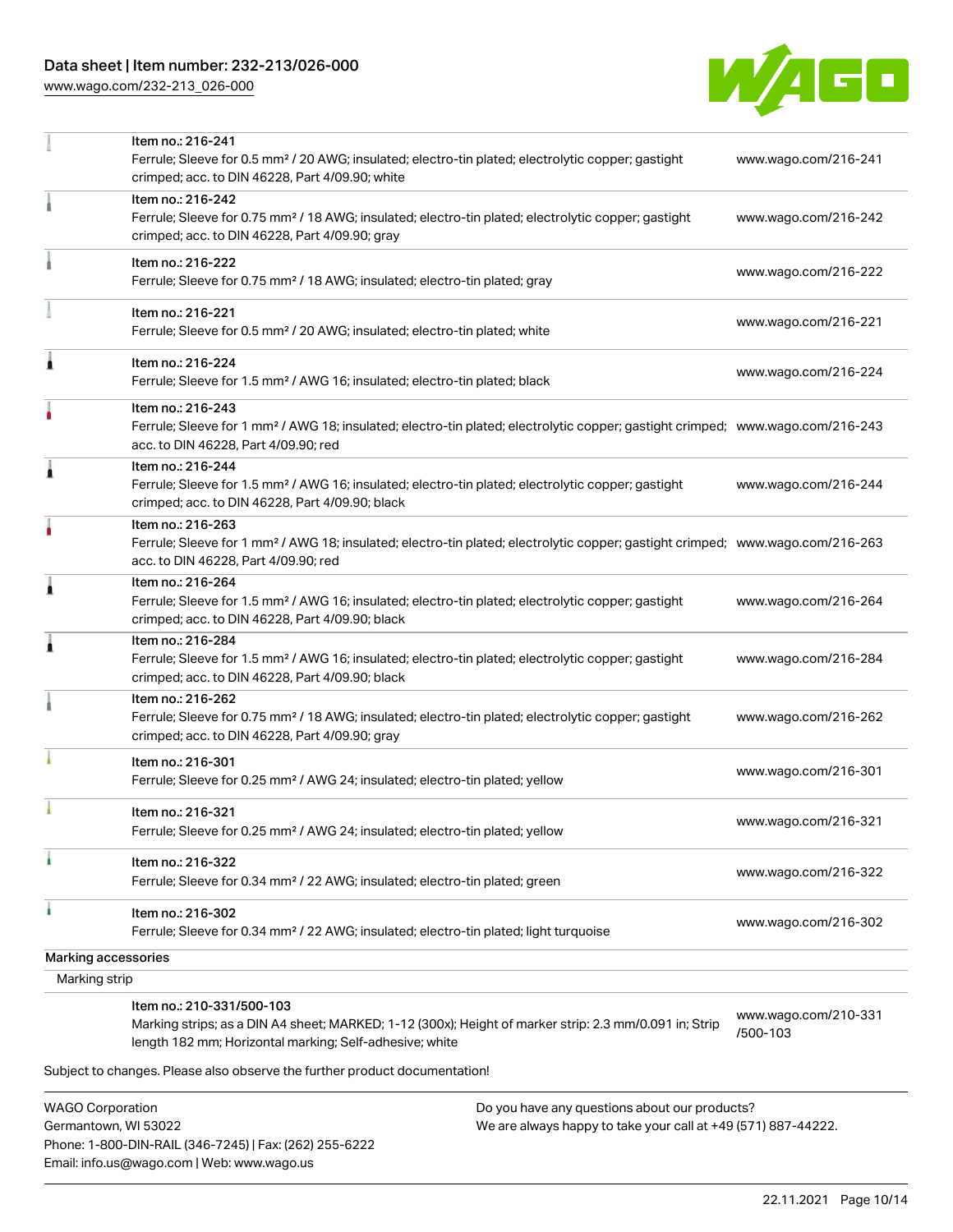| Item | Description | Link |
| --- | --- | --- |
| Item no.: 216-241 | Ferrule; Sleeve for 0.5 mm² / 20 AWG; insulated; electro-tin plated; electrolytic copper; gastight crimped; acc. to DIN 46228, Part 4/09.90; white | www.wago.com/216-241 |
| Item no.: 216-242 | Ferrule; Sleeve for 0.75 mm² / 18 AWG; insulated; electro-tin plated; electrolytic copper; gastight crimped; acc. to DIN 46228, Part 4/09.90; gray | www.wago.com/216-242 |
| Item no.: 216-222 | Ferrule; Sleeve for 0.75 mm² / 18 AWG; insulated; electro-tin plated; gray | www.wago.com/216-222 |
| Item no.: 216-221 | Ferrule; Sleeve for 0.5 mm² / 20 AWG; insulated; electro-tin plated; white | www.wago.com/216-221 |
| Item no.: 216-224 | Ferrule; Sleeve for 1.5 mm² / AWG 16; insulated; electro-tin plated; black | www.wago.com/216-224 |
| Item no.: 216-243 | Ferrule; Sleeve for 1 mm² / AWG 18; insulated; electro-tin plated; electrolytic copper; gastight crimped; acc. to DIN 46228, Part 4/09.90; red | www.wago.com/216-243 |
| Item no.: 216-244 | Ferrule; Sleeve for 1.5 mm² / AWG 16; insulated; electro-tin plated; electrolytic copper; gastight crimped; acc. to DIN 46228, Part 4/09.90; black | www.wago.com/216-244 |
| Item no.: 216-263 | Ferrule; Sleeve for 1 mm² / AWG 18; insulated; electro-tin plated; electrolytic copper; gastight crimped; acc. to DIN 46228, Part 4/09.90; red | www.wago.com/216-263 |
| Item no.: 216-264 | Ferrule; Sleeve for 1.5 mm² / AWG 16; insulated; electro-tin plated; electrolytic copper; gastight crimped; acc. to DIN 46228, Part 4/09.90; black | www.wago.com/216-264 |
| Item no.: 216-284 | Ferrule; Sleeve for 1.5 mm² / AWG 16; insulated; electro-tin plated; electrolytic copper; gastight crimped; acc. to DIN 46228, Part 4/09.90; black | www.wago.com/216-284 |
| Item no.: 216-262 | Ferrule; Sleeve for 0.75 mm² / 18 AWG; insulated; electro-tin plated; electrolytic copper; gastight crimped; acc. to DIN 46228, Part 4/09.90; gray | www.wago.com/216-262 |
| Item no.: 216-301 | Ferrule; Sleeve for 0.25 mm² / AWG 24; insulated; electro-tin plated; yellow | www.wago.com/216-301 |
| Item no.: 216-321 | Ferrule; Sleeve for 0.25 mm² / AWG 24; insulated; electro-tin plated; yellow | www.wago.com/216-321 |
| Item no.: 216-322 | Ferrule; Sleeve for 0.34 mm² / 22 AWG; insulated; electro-tin plated; green | www.wago.com/216-322 |
| Item no.: 216-302 | Ferrule; Sleeve for 0.34 mm² / 22 AWG; insulated; electro-tin plated; light turquoise | www.wago.com/216-302 |

**Marking accessories**

Marking strip

| Item | Description | Link |
| --- | --- | --- |
| Item no.: 210-331/500-103 | Marking strips; as a DIN A4 sheet; MARKED; 1-12 (300x); Height of marker strip: 2.3 mm/0.091 in; Strip length 182 mm; Horizontal marking; Self-adhesive; white | www.wago.com/210-331/500-103 |

Subject to changes. Please also observe the further product documentation!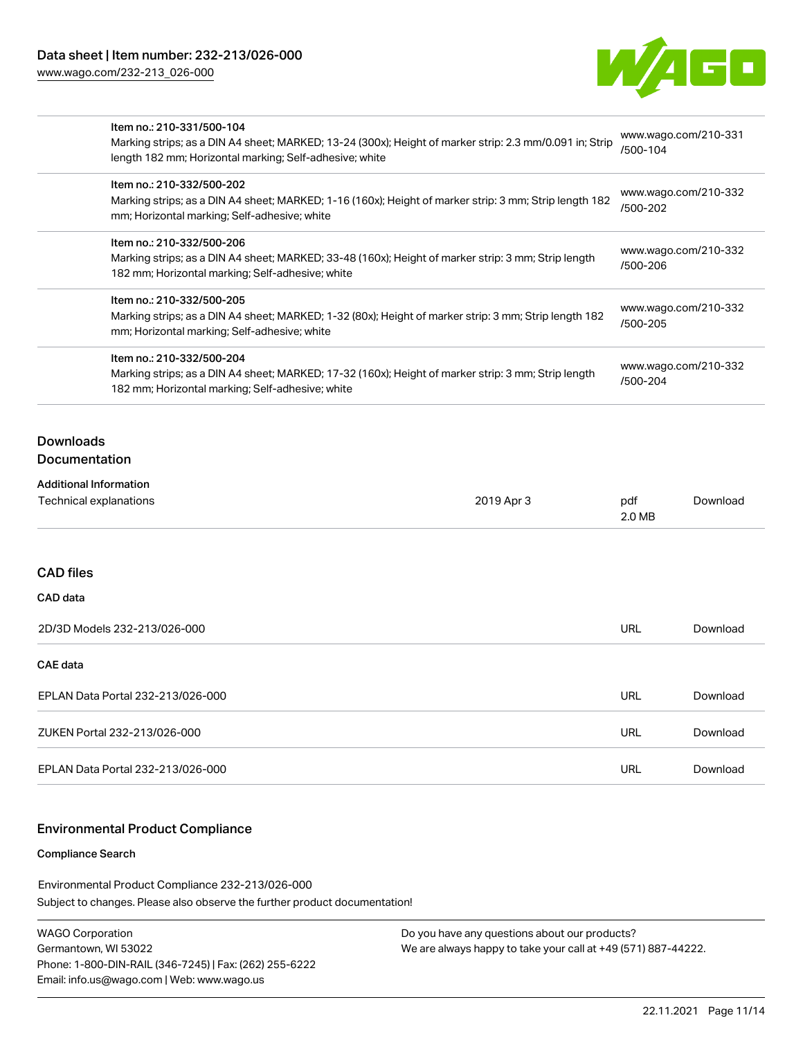| | | |
|---|---|---|
| | Item no.: 210-331/500-104<br>Marking strips; as a DIN A4 sheet; MARKED; 13-24 (300x); Height of marker strip: 2.3 mm/0.091 in; Strip length 182 mm; Horizontal marking; Self-adhesive; white | www.wago.com/210-331/500-104 |
| | Item no.: 210-332/500-202<br>Marking strips; as a DIN A4 sheet; MARKED; 1-16 (160x); Height of marker strip: 3 mm; Strip length 182 mm; Horizontal marking; Self-adhesive; white | www.wago.com/210-332/500-202 |
| | Item no.: 210-332/500-206<br>Marking strips; as a DIN A4 sheet; MARKED; 33-48 (160x); Height of marker strip: 3 mm; Strip length 182 mm; Horizontal marking; Self-adhesive; white | www.wago.com/210-332/500-206 |
| | Item no.: 210-332/500-205<br>Marking strips; as a DIN A4 sheet; MARKED; 1-32 (80x); Height of marker strip: 3 mm; Strip length 182 mm; Horizontal marking; Self-adhesive; white | www.wago.com/210-332/500-205 |
| | Item no.: 210-332/500-204<br>Marking strips; as a DIN A4 sheet; MARKED; 17-32 (160x); Height of marker strip: 3 mm; Strip length 182 mm; Horizontal marking; Self-adhesive; white | www.wago.com/210-332/500-204 |

## Downloads

### Documentation

#### Additional Information

| | | | |
|---|---|---|---|
| Technical explanations | 2019 Apr 3 | pdf<br>2.0 MB | Download |

### CAD files

#### CAD data

| | | |
|---|---|---|
| 2D/3D Models 232-213/026-000 | URL | Download |

#### CAE data

| | | |
|---|---|---|
| EPLAN Data Portal 232-213/026-000 | URL | Download |
| ZUKEN Portal 232-213/026-000 | URL | Download |
| EPLAN Data Portal 232-213/026-000 | URL | Download |

## Environmental Product Compliance

#### Compliance Search

Environmental Product Compliance 232-213/026-000

Subject to changes. Please also observe the further product documentation!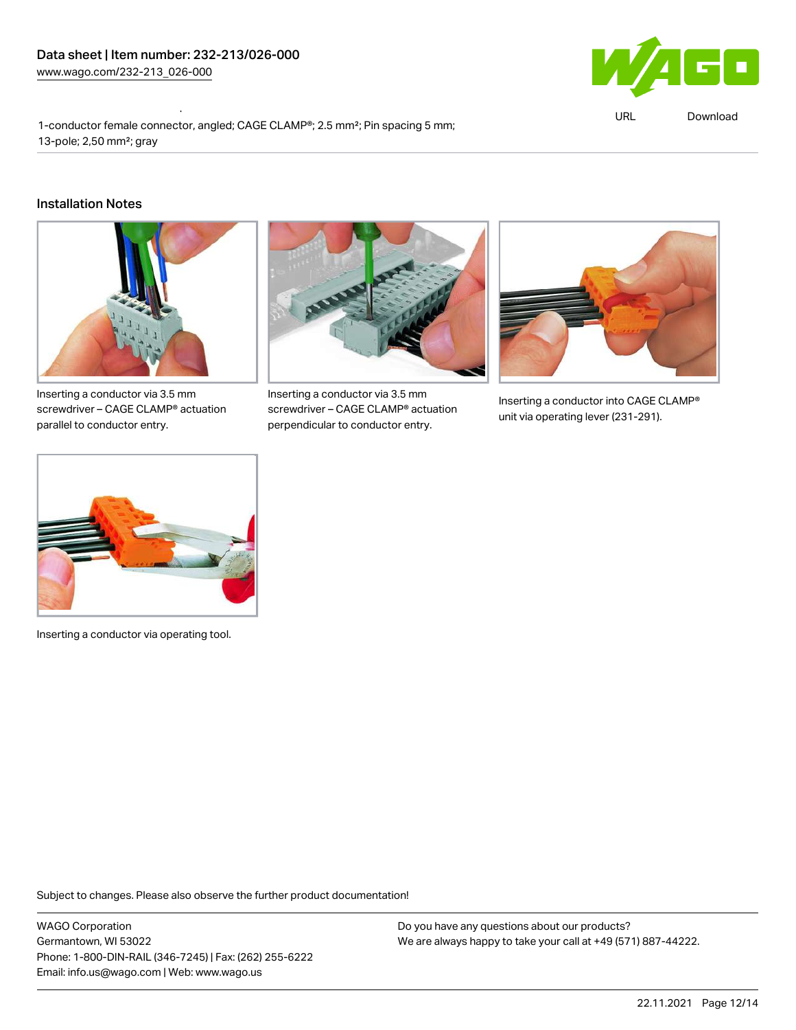1-conductor female connector, angled; CAGE CLAMP®; 2.5 mm²; Pin spacing 5 mm; 13-pole; 2,50 mm²; gray

## Installation Notes

Inserting a conductor via 3.5 mm screwdriver – CAGE CLAMP® actuation parallel to conductor entry.

Inserting a conductor via 3.5 mm screwdriver – CAGE CLAMP® actuation perpendicular to conductor entry.

Inserting a conductor into CAGE CLAMP® unit via operating lever (231-291).

Inserting a conductor via operating tool.

Subject to changes. Please also observe the further product documentation!

WAGO Corporation
Germantown, WI 53022
Phone: 1-800-DIN-RAIL (346-7245) | Fax: (262) 255-6222
Email: info.us@wago.com | Web: www.wago.us

Do you have any questions about our products?
We are always happy to take your call at +49 (571) 887-44222.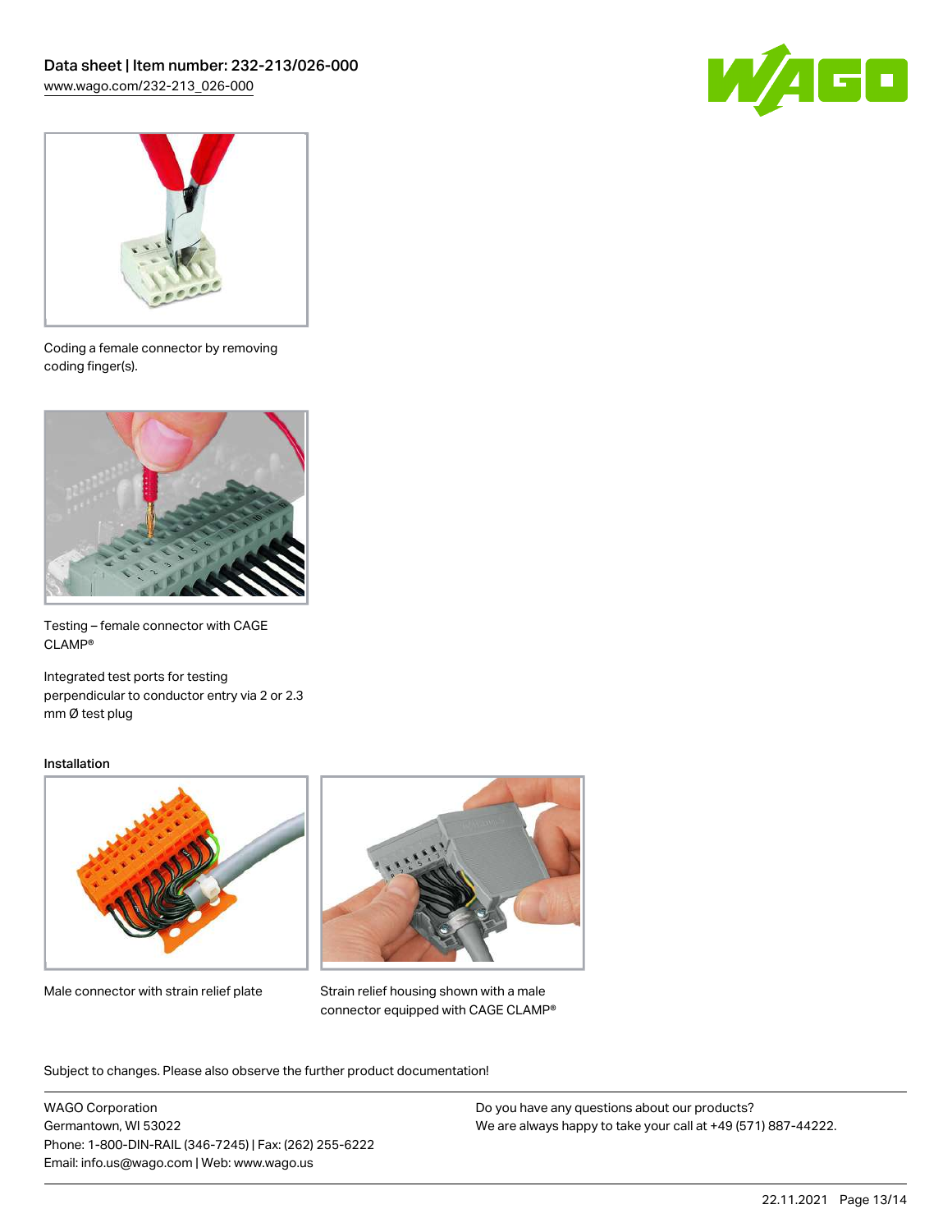Coding a female connector by removing coding finger(s).

Testing – female connector with CAGE CLAMP®

Integrated test ports for testing perpendicular to conductor entry via 2 or 2.3 mm Ø test plug

Installation

Male connector with strain relief plate

Strain relief housing shown with a male connector equipped with CAGE CLAMP®

Subject to changes. Please also observe the further product documentation!

WAGO Corporation
Germantown, WI 53022
Phone: 1-800-DIN-RAIL (346-7245) | Fax: (262) 255-6222
Email: info.us@wago.com | Web: www.wago.us

Do you have any questions about our products?
We are always happy to take your call at +49 (571) 887-44222.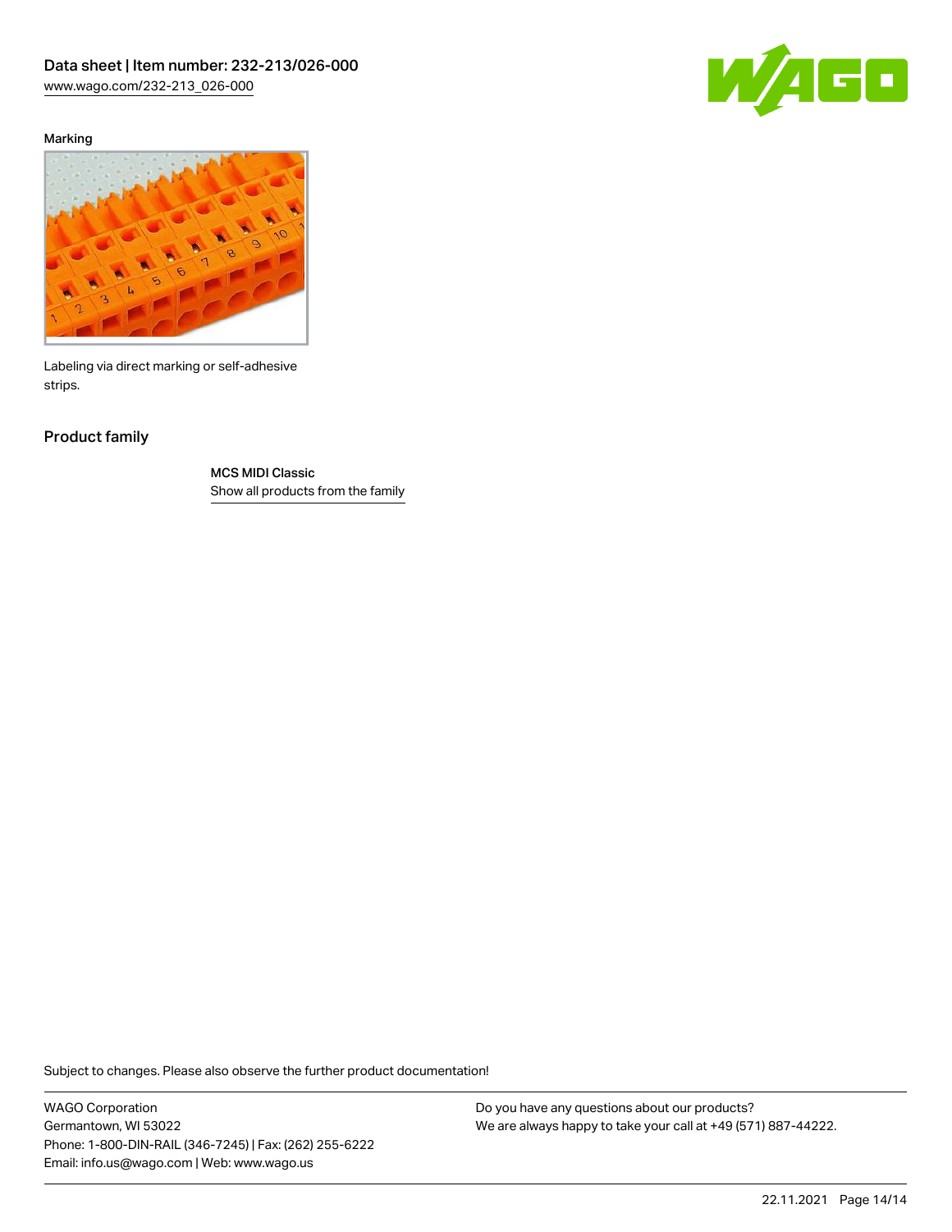Marking

Labeling via direct marking or self-adhesive strips.

## Product family

MCS MIDI Classic
Show all products from the family

Subject to changes. Please also observe the further product documentation!

WAGO Corporation
Germantown, WI 53022
Phone: 1-800-DIN-RAIL (346-7245) | Fax: (262) 255-6222
Email: info.us@wago.com | Web: www.wago.us

Do you have any questions about our products?
We are always happy to take your call at +49 (571) 887-44222.